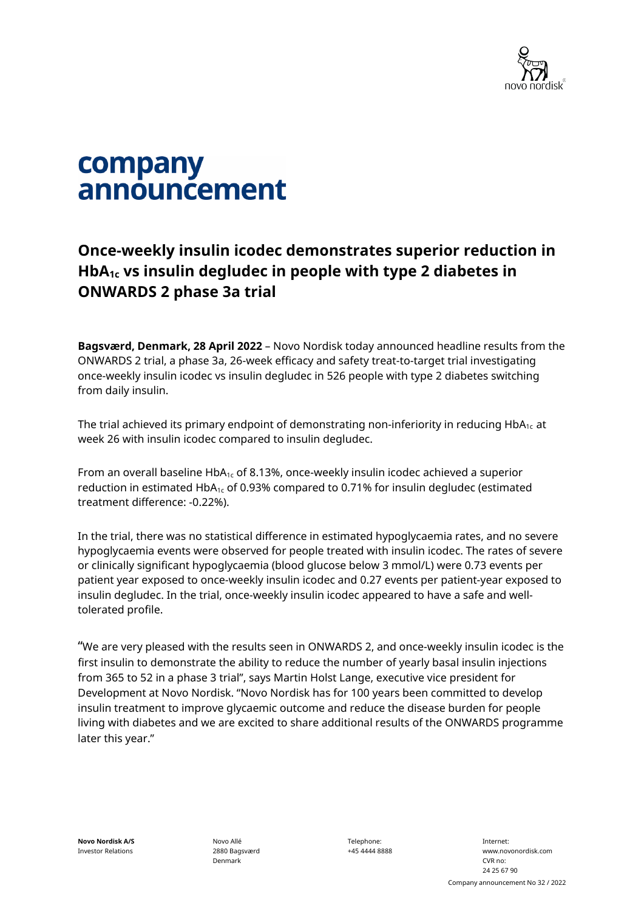# company announcement

## Once-weekly insulin icodec demonstrates superior reduction in $HbA_{1c}$ vs insulin degludec in people with type 2 diabetes in ONWARDS 2 phase 3a trial

**Bagsværd, Denmark, 28 April 2022** – Novo Nordisk today announced headline results from the ONWARDS 2 trial, a phase 3a, 26-week efficacy and safety treat-to-target trial investigating once-weekly insulin icodec vs insulin degludec in 526 people with type 2 diabetes switching from daily insulin.

The trial achieved its primary endpoint of demonstrating non-inferiority in reducing $HbA_{1c}$ at week 26 with insulin icodec compared to insulin degludec.

From an overall baseline $HbA_{1c}$ of 8.13%, once-weekly insulin icodec achieved a superior reduction in estimated $HbA_{1c}$ of 0.93% compared to 0.71% for insulin degludec (estimated treatment difference: -0.22%).

In the trial, there was no statistical difference in estimated hypoglycaemia rates, and no severe hypoglycaemia events were observed for people treated with insulin icodec. The rates of severe or clinically significant hypoglycaemia (blood glucose below 3 mmol/L) were 0.73 events per patient year exposed to once-weekly insulin icodec and 0.27 events per patient-year exposed to insulin degludec. In the trial, once-weekly insulin icodec appeared to have a safe and well-tolerated profile.

"We are very pleased with the results seen in ONWARDS 2, and once-weekly insulin icodec is the first insulin to demonstrate the ability to reduce the number of yearly basal insulin injections from 365 to 52 in a phase 3 trial", says Martin Holst Lange, executive vice president for Development at Novo Nordisk. "Novo Nordisk has for 100 years been committed to develop insulin treatment to improve glycaemic outcome and reduce the disease burden for people living with diabetes and we are excited to share additional results of the ONWARDS programme later this year."

**Novo Nordisk A/S**
Investor Relations

Novo Allé
2880 Bagsværd
Denmark

Telephone:
+45 4444 8888

Internet:
www.novonordisk.com
CVR no:
24 25 67 90

Company announcement No 32 / 2022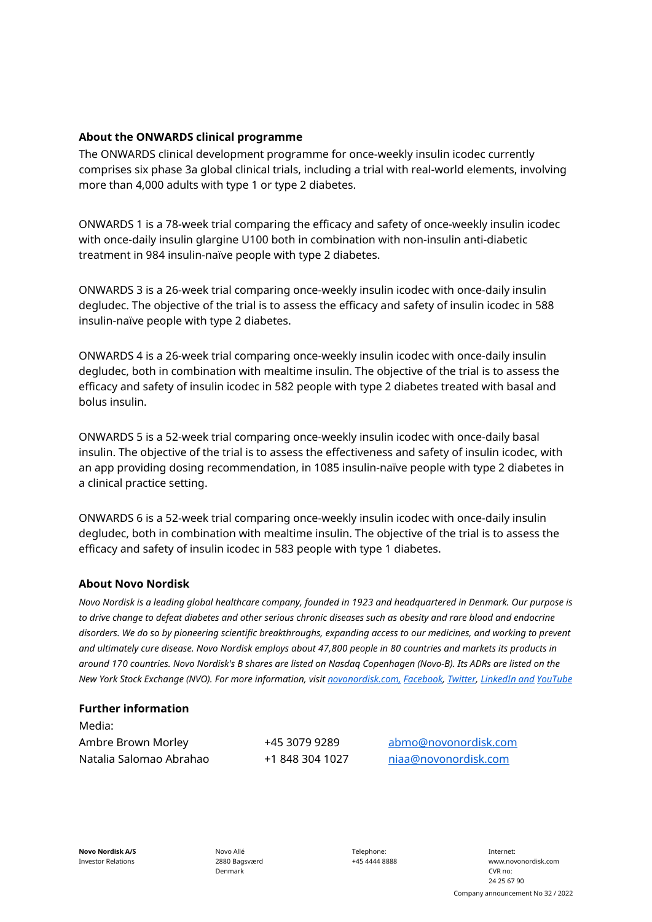### About the ONWARDS clinical programme

The ONWARDS clinical development programme for once-weekly insulin icodec currently comprises six phase 3a global clinical trials, including a trial with real-world elements, involving more than 4,000 adults with type 1 or type 2 diabetes.

ONWARDS 1 is a 78-week trial comparing the efficacy and safety of once-weekly insulin icodec with once-daily insulin glargine U100 both in combination with non-insulin anti-diabetic treatment in 984 insulin-naïve people with type 2 diabetes.

ONWARDS 3 is a 26-week trial comparing once-weekly insulin icodec with once-daily insulin degludec. The objective of the trial is to assess the efficacy and safety of insulin icodec in 588 insulin-naïve people with type 2 diabetes.

ONWARDS 4 is a 26-week trial comparing once-weekly insulin icodec with once-daily insulin degludec, both in combination with mealtime insulin. The objective of the trial is to assess the efficacy and safety of insulin icodec in 582 people with type 2 diabetes treated with basal and bolus insulin.

ONWARDS 5 is a 52-week trial comparing once-weekly insulin icodec with once-daily basal insulin. The objective of the trial is to assess the effectiveness and safety of insulin icodec, with an app providing dosing recommendation, in 1085 insulin-naïve people with type 2 diabetes in a clinical practice setting.

ONWARDS 6 is a 52-week trial comparing once-weekly insulin icodec with once-daily insulin degludec, both in combination with mealtime insulin. The objective of the trial is to assess the efficacy and safety of insulin icodec in 583 people with type 1 diabetes.

### About Novo Nordisk

*Novo Nordisk is a leading global healthcare company, founded in 1923 and headquartered in Denmark. Our purpose is to drive change to defeat diabetes and other serious chronic diseases such as obesity and rare blood and endocrine disorders. We do so by pioneering scientific breakthroughs, expanding access to our medicines, and working to prevent and ultimately cure disease. Novo Nordisk employs about 47,800 people in 80 countries and markets its products in around 170 countries. Novo Nordisk's B shares are listed on Nasdaq Copenhagen (Novo-B). Its ADRs are listed on the New York Stock Exchange (NVO). For more information, visit novonordisk.com, Facebook, Twitter, LinkedIn and YouTube*

### Further information

Media:

| | | |
|---|---|---|
| Ambre Brown Morley | +45 3079 9289 | abmo@novonordisk.com |
| Natalia Salomao Abrahao | +1 848 304 1027 | niaa@novonordisk.com |

**Novo Nordisk A/S**
Investor Relations

Novo Allé
2880 Bagsværd
Denmark

Telephone:
+45 4444 8888

Internet:
www.novonordisk.com
CVR no:
24 25 67 90

Company announcement No 32 / 2022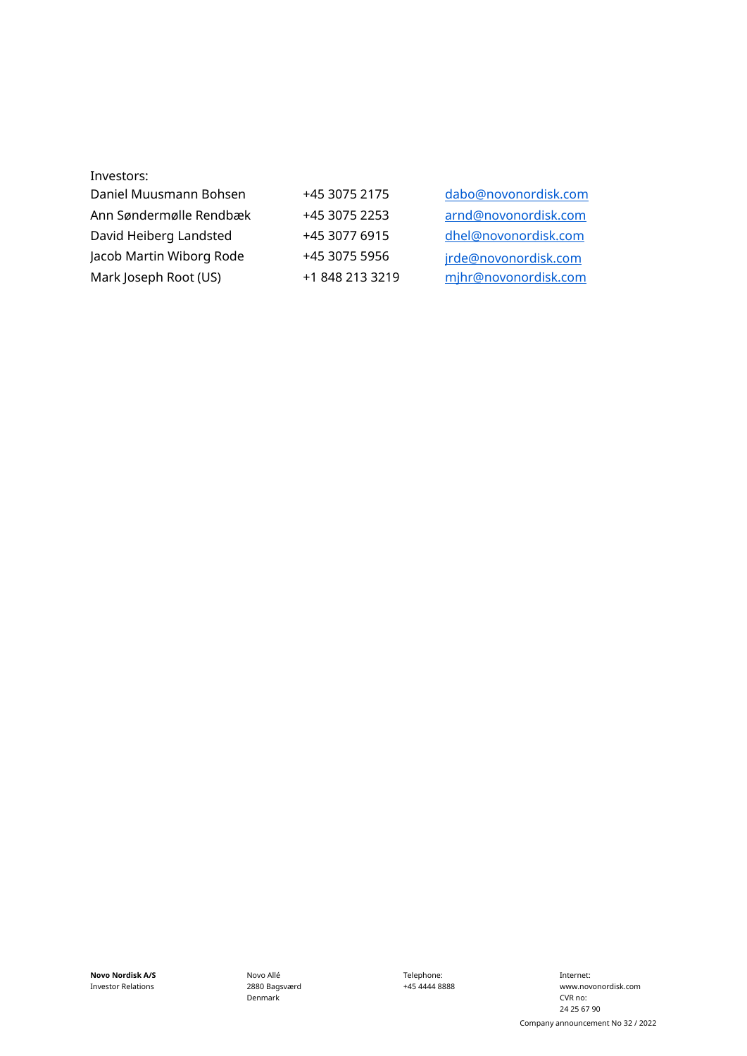Investors:

| | | |
|---|---|---|
| Daniel Muusmann Bohsen | +45 3075 2175 | dabo@novonordisk.com |
| Ann Søndermølle Rendbæk | +45 3075 2253 | arnd@novonordisk.com |
| David Heiberg Landsted | +45 3077 6915 | dhel@novonordisk.com |
| Jacob Martin Wiborg Rode | +45 3075 5956 | jrde@novonordisk.com |
| Mark Joseph Root (US) | +1 848 213 3219 | mjhr@novonordisk.com |

**Novo Nordisk A/S**
Investor Relations

Novo Allé
2880 Bagsværd
Denmark

Telephone:
+45 4444 8888

Internet:
www.novonordisk.com
CVR no:
24 25 67 90

Company announcement No 32 / 2022